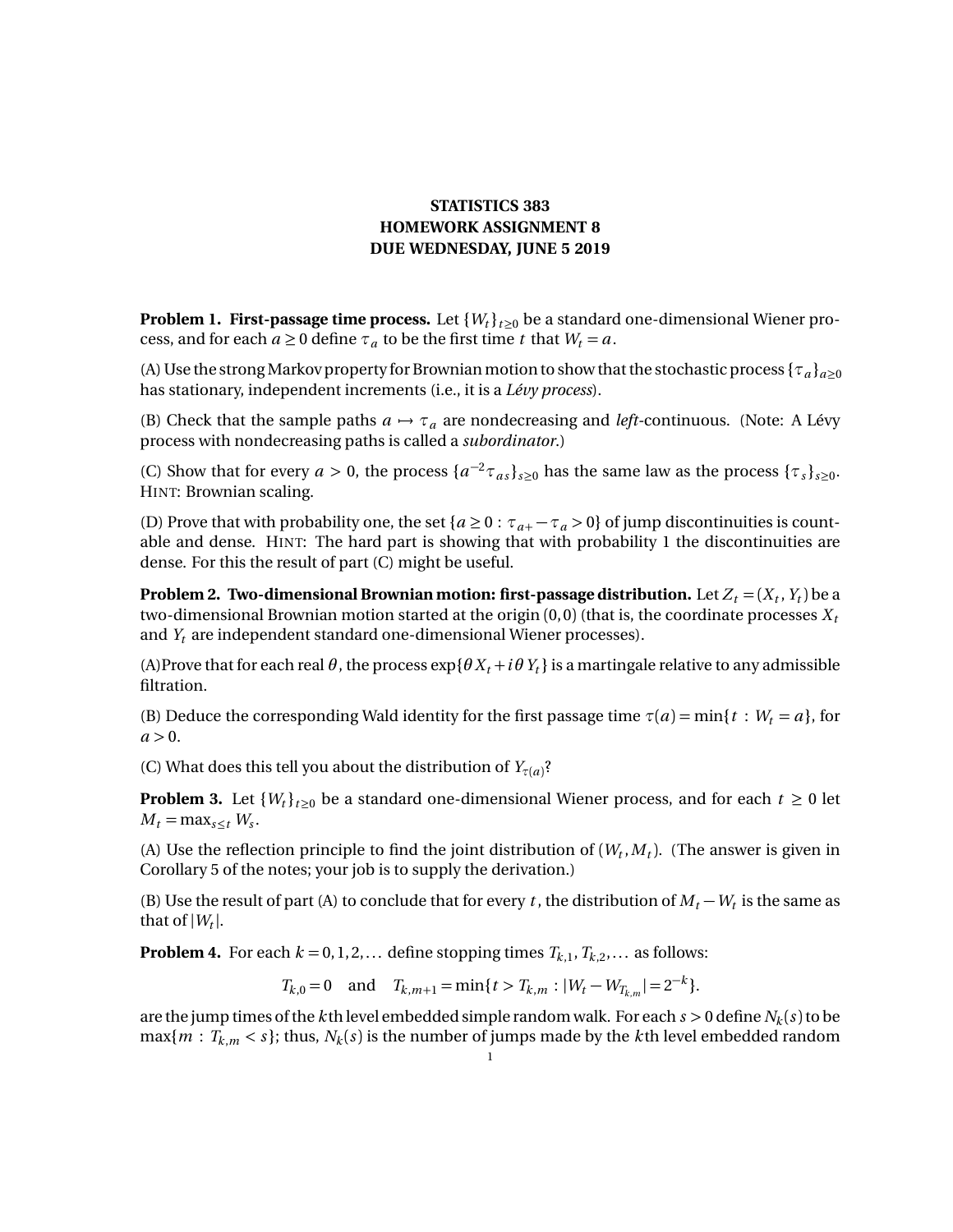# STATISTICS 383
# HOMEWORK ASSIGNMENT 8
# DUE WEDNESDAY, JUNE 5 2019

**Problem 1. First-passage time process.** Let $\{W_t\}_{t\geq 0}$ be a standard one-dimensional Wiener process, and for each $a \geq 0$ define $\tau_a$ to be the first time $t$ that $W_t = a$.

(A) Use the strong Markov property for Brownian motion to show that the stochastic process $\{\tau_a\}_{a\geq 0}$ has stationary, independent increments (i.e., it is a *Lévy process*).

(B) Check that the sample paths $a \mapsto \tau_a$ are nondecreasing and *left*-continuous. (Note: A Lévy process with nondecreasing paths is called a *subordinator*.)

(C) Show that for every $a > 0$, the process $\{a^{-2}\tau_{as}\}_{s\geq 0}$ has the same law as the process $\{\tau_s\}_{s\geq 0}$. HINT: Brownian scaling.

(D) Prove that with probability one, the set $\{a \geq 0 : \tau_{a+} - \tau_a > 0\}$ of jump discontinuities is countable and dense. HINT: The hard part is showing that with probability 1 the discontinuities are dense. For this the result of part (C) might be useful.

**Problem 2. Two-dimensional Brownian motion: first-passage distribution.** Let $Z_t = (X_t, Y_t)$ be a two-dimensional Brownian motion started at the origin $(0,0)$ (that is, the coordinate processes $X_t$ and $Y_t$ are independent standard one-dimensional Wiener processes).

(A)Prove that for each real $\theta$, the process $\exp\{\theta X_t + i\theta Y_t\}$ is a martingale relative to any admissible filtration.

(B) Deduce the corresponding Wald identity for the first passage time $\tau(a) = \min\{t : W_t = a\}$, for $a > 0$.

(C) What does this tell you about the distribution of $Y_{\tau(a)}$?

**Problem 3.** Let $\{W_t\}_{t\geq 0}$ be a standard one-dimensional Wiener process, and for each $t \geq 0$ let $M_t = \max_{s\leq t} W_s$.

(A) Use the reflection principle to find the joint distribution of $(W_t, M_t)$. (The answer is given in Corollary 5 of the notes; your job is to supply the derivation.)

(B) Use the result of part (A) to conclude that for every $t$, the distribution of $M_t - W_t$ is the same as that of $|W_t|$.

**Problem 4.** For each $k = 0, 1, 2, \ldots$ define stopping times $T_{k,1}, T_{k,2}, \ldots$ as follows:

$$T_{k,0} = 0 \quad \text{and} \quad T_{k,m+1} = \min\{t > T_{k,m} : |W_t - W_{T_{k,m}}| = 2^{-k}\}.$$

are the jump times of the $k$th level embedded simple random walk. For each $s > 0$ define $N_k(s)$ to be $\max\{m : T_{k,m} < s\}$; thus, $N_k(s)$ is the number of jumps made by the $k$th level embedded random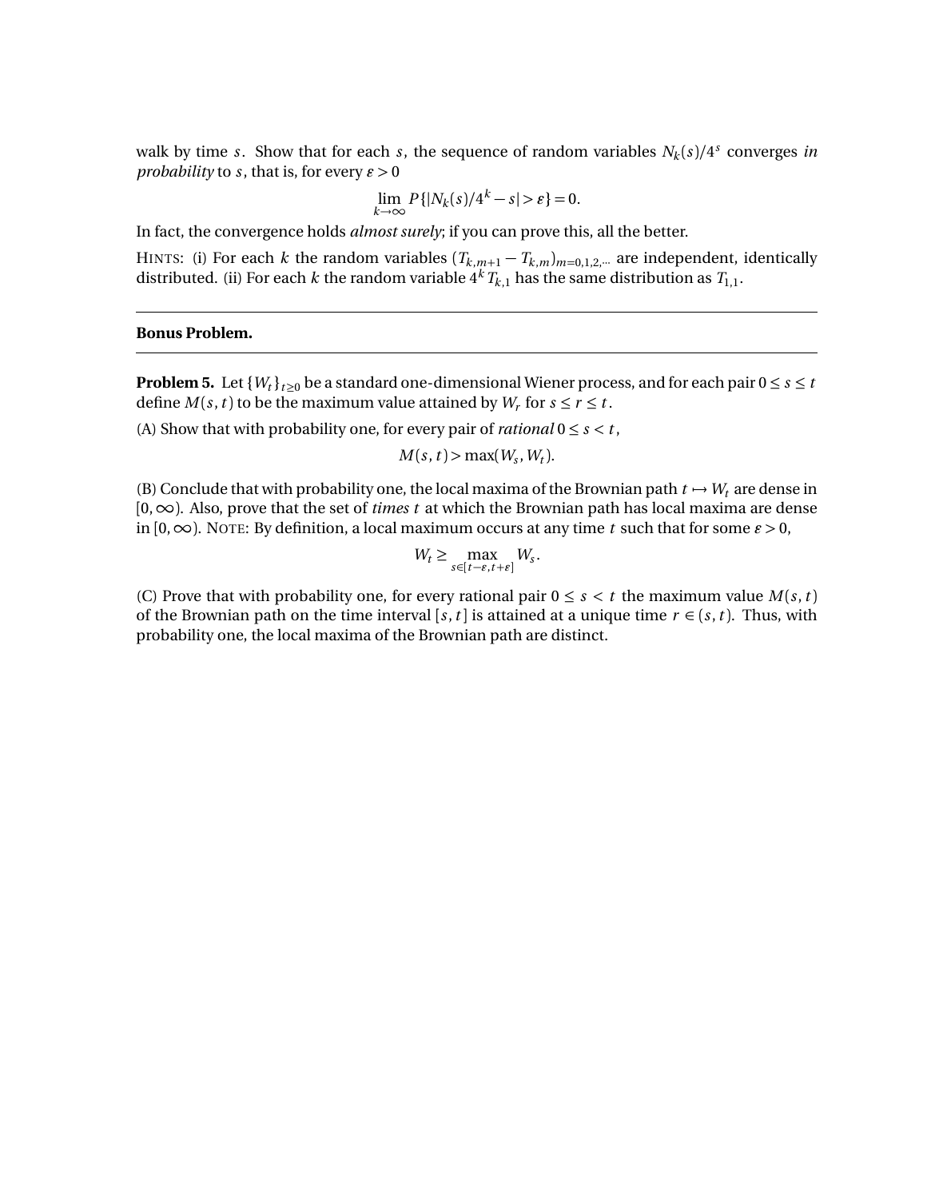walk by time $s$. Show that for each $s$, the sequence of random variables $N_k(s)/4^s$ converges *in probability* to $s$, that is, for every $\varepsilon > 0$

$$\lim_{k\to\infty} P\{|N_k(s)/4^k - s| > \varepsilon\} = 0.$$

In fact, the convergence holds *almost surely*; if you can prove this, all the better.

HINTS: (i) For each $k$ the random variables $(T_{k,m+1} - T_{k,m})_{m=0,1,2,\cdots}$ are independent, identically distributed. (ii) For each $k$ the random variable $4^k T_{k,1}$ has the same distribution as $T_{1,1}$.

---

**Bonus Problem.**

---

**Problem 5.** Let $\{W_t\}_{t\geq 0}$ be a standard one-dimensional Wiener process, and for each pair $0 \leq s \leq t$ define $M(s,t)$ to be the maximum value attained by $W_r$ for $s \leq r \leq t$.

(A) Show that with probability one, for every pair of *rational* $0 \leq s < t$,

$$M(s,t) > \max(W_s, W_t).$$

(B) Conclude that with probability one, the local maxima of the Brownian path $t \mapsto W_t$ are dense in $[0,\infty)$. Also, prove that the set of *times* $t$ at which the Brownian path has local maxima are dense in $[0,\infty)$. NOTE: By definition, a local maximum occurs at any time $t$ such that for some $\varepsilon > 0$,

$$W_t \geq \max_{s\in[t-\varepsilon,t+\varepsilon]} W_s.$$

(C) Prove that with probability one, for every rational pair $0 \leq s < t$ the maximum value $M(s,t)$ of the Brownian path on the time interval $[s,t]$ is attained at a unique time $r \in (s,t)$. Thus, with probability one, the local maxima of the Brownian path are distinct.